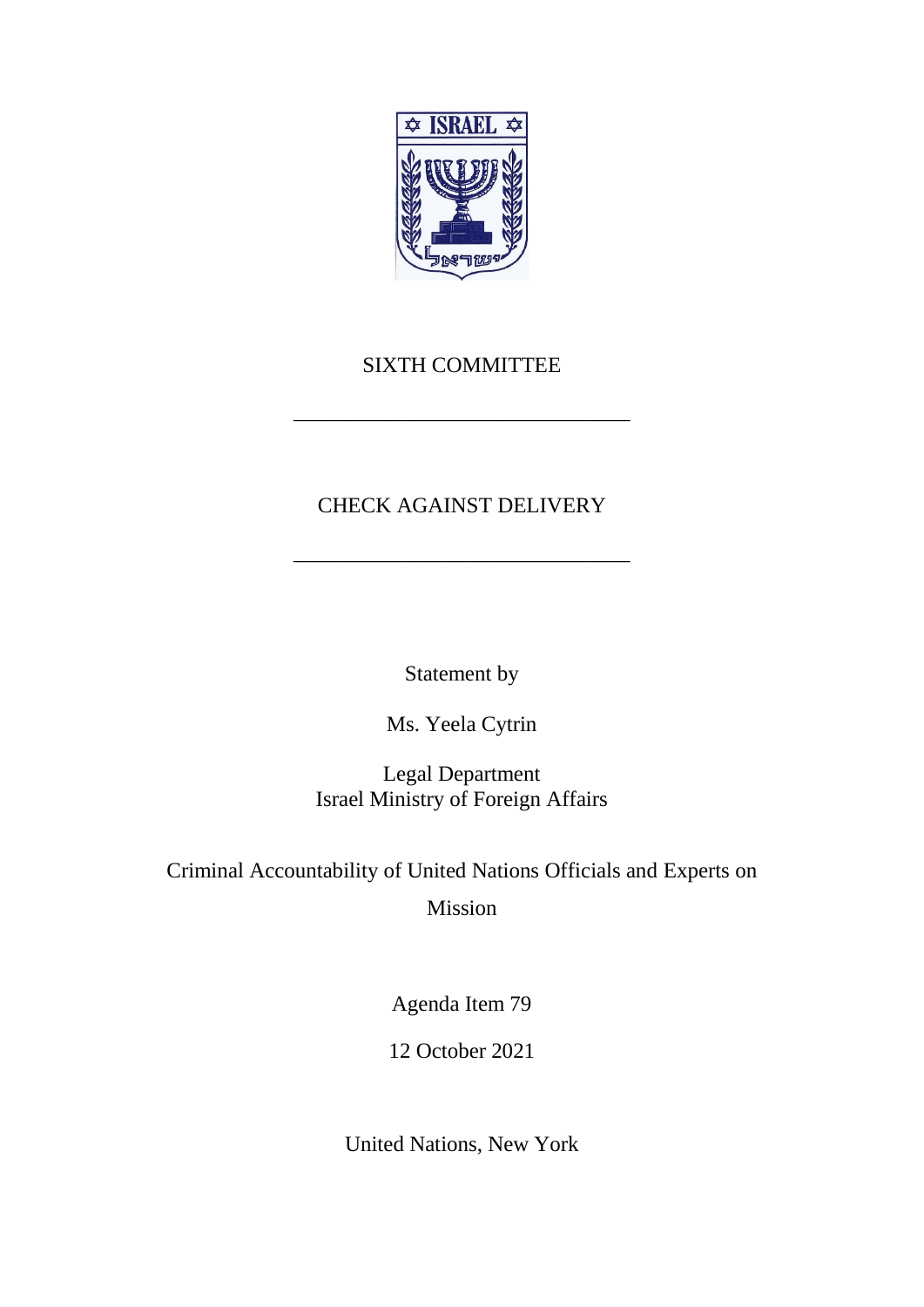SIXTH COMMITTEE

---

CHECK AGAINST DELIVERY

---

Statement by

Ms. Yeela Cytrin

Legal Department
Israel Ministry of Foreign Affairs

Criminal Accountability of United Nations Officials and Experts on Mission

Agenda Item 79

12 October 2021

United Nations, New York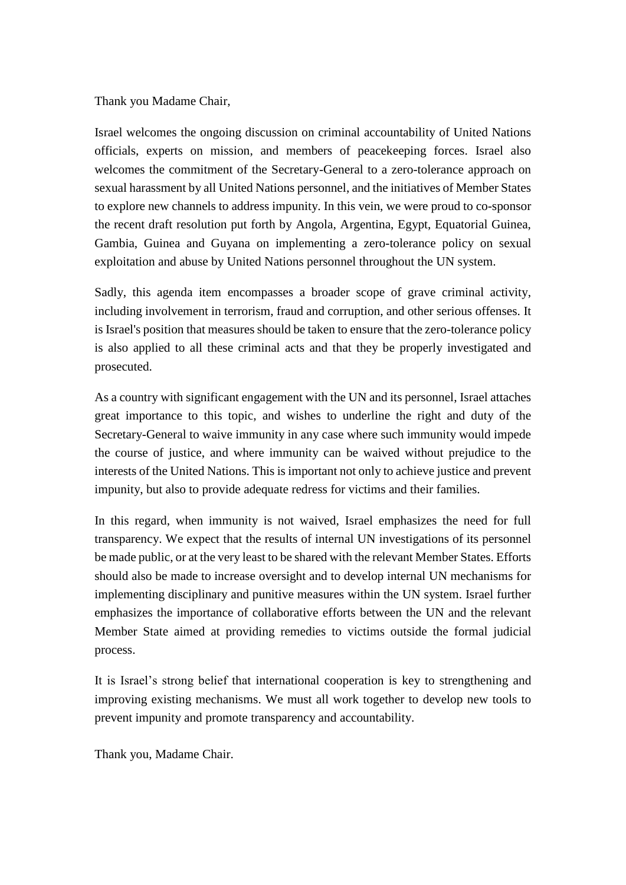Thank you Madame Chair,

Israel welcomes the ongoing discussion on criminal accountability of United Nations officials, experts on mission, and members of peacekeeping forces. Israel also welcomes the commitment of the Secretary-General to a zero-tolerance approach on sexual harassment by all United Nations personnel, and the initiatives of Member States to explore new channels to address impunity. In this vein, we were proud to co-sponsor the recent draft resolution put forth by Angola, Argentina, Egypt, Equatorial Guinea, Gambia, Guinea and Guyana on implementing a zero-tolerance policy on sexual exploitation and abuse by United Nations personnel throughout the UN system.

Sadly, this agenda item encompasses a broader scope of grave criminal activity, including involvement in terrorism, fraud and corruption, and other serious offenses. It is Israel's position that measures should be taken to ensure that the zero-tolerance policy is also applied to all these criminal acts and that they be properly investigated and prosecuted.

As a country with significant engagement with the UN and its personnel, Israel attaches great importance to this topic, and wishes to underline the right and duty of the Secretary-General to waive immunity in any case where such immunity would impede the course of justice, and where immunity can be waived without prejudice to the interests of the United Nations. This is important not only to achieve justice and prevent impunity, but also to provide adequate redress for victims and their families.

In this regard, when immunity is not waived, Israel emphasizes the need for full transparency. We expect that the results of internal UN investigations of its personnel be made public, or at the very least to be shared with the relevant Member States. Efforts should also be made to increase oversight and to develop internal UN mechanisms for implementing disciplinary and punitive measures within the UN system. Israel further emphasizes the importance of collaborative efforts between the UN and the relevant Member State aimed at providing remedies to victims outside the formal judicial process.

It is Israel's strong belief that international cooperation is key to strengthening and improving existing mechanisms. We must all work together to develop new tools to prevent impunity and promote transparency and accountability.

Thank you, Madame Chair.